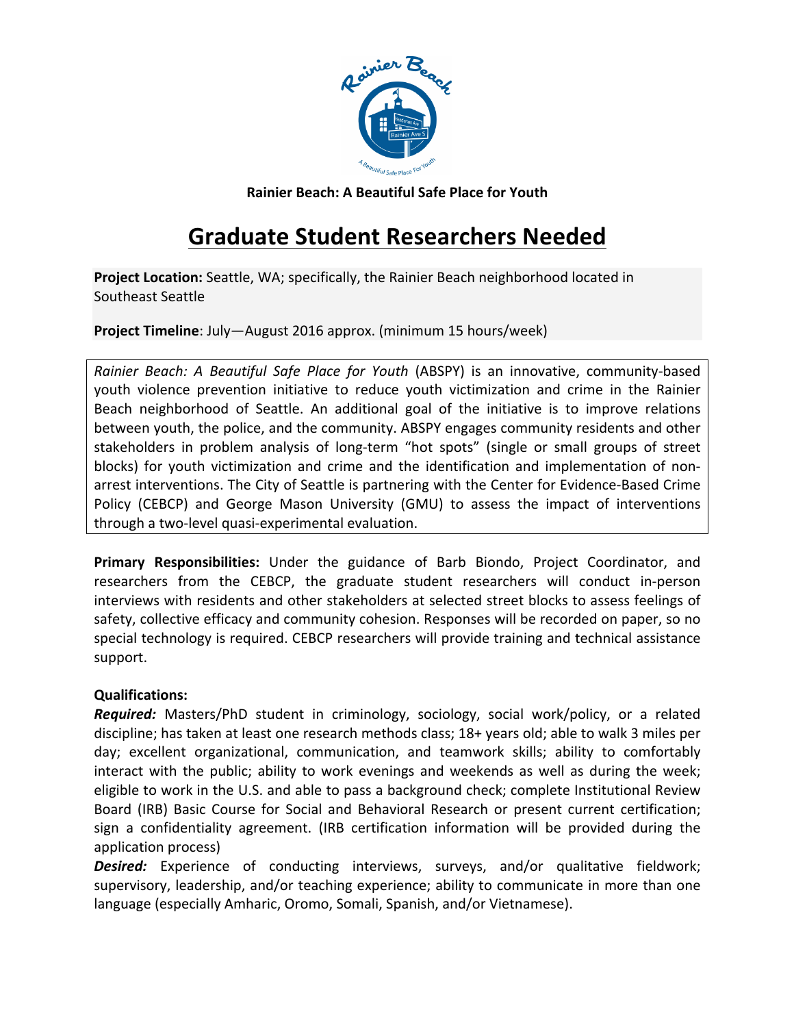**Rainier Beach: A Beautiful Safe Place for Youth**

# Graduate Student Researchers Needed

**Project Location:** Seattle, WA; specifically, the Rainier Beach neighborhood located in Southeast Seattle

**Project Timeline**: July—August 2016 approx. (minimum 15 hours/week)

*Rainier Beach: A Beautiful Safe Place for Youth* (ABSPY) is an innovative, community-based youth violence prevention initiative to reduce youth victimization and crime in the Rainier Beach neighborhood of Seattle. An additional goal of the initiative is to improve relations between youth, the police, and the community. ABSPY engages community residents and other stakeholders in problem analysis of long-term "hot spots" (single or small groups of street blocks) for youth victimization and crime and the identification and implementation of non-arrest interventions. The City of Seattle is partnering with the Center for Evidence-Based Crime Policy (CEBCP) and George Mason University (GMU) to assess the impact of interventions through a two-level quasi-experimental evaluation.

**Primary Responsibilities:** Under the guidance of Barb Biondo, Project Coordinator, and researchers from the CEBCP, the graduate student researchers will conduct in-person interviews with residents and other stakeholders at selected street blocks to assess feelings of safety, collective efficacy and community cohesion. Responses will be recorded on paper, so no special technology is required. CEBCP researchers will provide training and technical assistance support.

**Qualifications:**

***Required:*** Masters/PhD student in criminology, sociology, social work/policy, or a related discipline; has taken at least one research methods class; 18+ years old; able to walk 3 miles per day; excellent organizational, communication, and teamwork skills; ability to comfortably interact with the public; ability to work evenings and weekends as well as during the week; eligible to work in the U.S. and able to pass a background check; complete Institutional Review Board (IRB) Basic Course for Social and Behavioral Research or present current certification; sign a confidentiality agreement. (IRB certification information will be provided during the application process)

***Desired:*** Experience of conducting interviews, surveys, and/or qualitative fieldwork; supervisory, leadership, and/or teaching experience; ability to communicate in more than one language (especially Amharic, Oromo, Somali, Spanish, and/or Vietnamese).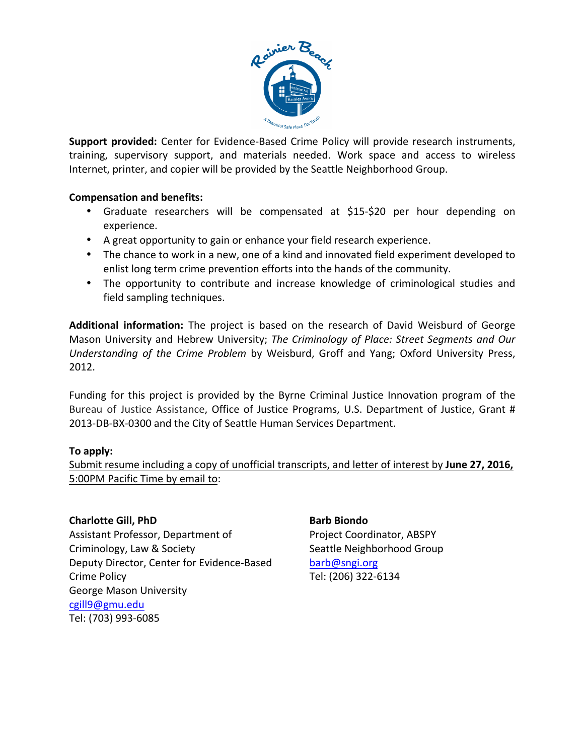**Support provided:** Center for Evidence-Based Crime Policy will provide research instruments, training, supervisory support, and materials needed. Work space and access to wireless Internet, printer, and copier will be provided by the Seattle Neighborhood Group.

**Compensation and benefits:**

- Graduate researchers will be compensated at $15-$20 per hour depending on experience.
- A great opportunity to gain or enhance your field research experience.
- The chance to work in a new, one of a kind and innovated field experiment developed to enlist long term crime prevention efforts into the hands of the community.
- The opportunity to contribute and increase knowledge of criminological studies and field sampling techniques.

**Additional information:** The project is based on the research of David Weisburd of George Mason University and Hebrew University; *The Criminology of Place: Street Segments and Our Understanding of the Crime Problem* by Weisburd, Groff and Yang; Oxford University Press, 2012.

Funding for this project is provided by the Byrne Criminal Justice Innovation program of the Bureau of Justice Assistance, Office of Justice Programs, U.S. Department of Justice, Grant # 2013-DB-BX-0300 and the City of Seattle Human Services Department.

**To apply:**

Submit resume including a copy of unofficial transcripts, and letter of interest by **June 27, 2016, 5:00PM Pacific Time** by email to:

**Charlotte Gill, PhD**
Assistant Professor, Department of Criminology, Law & Society
Deputy Director, Center for Evidence-Based Crime Policy
George Mason University
cgill9@gmu.edu
Tel: (703) 993-6085

**Barb Biondo**
Project Coordinator, ABSPY
Seattle Neighborhood Group
barb@sngi.org
Tel: (206) 322-6134